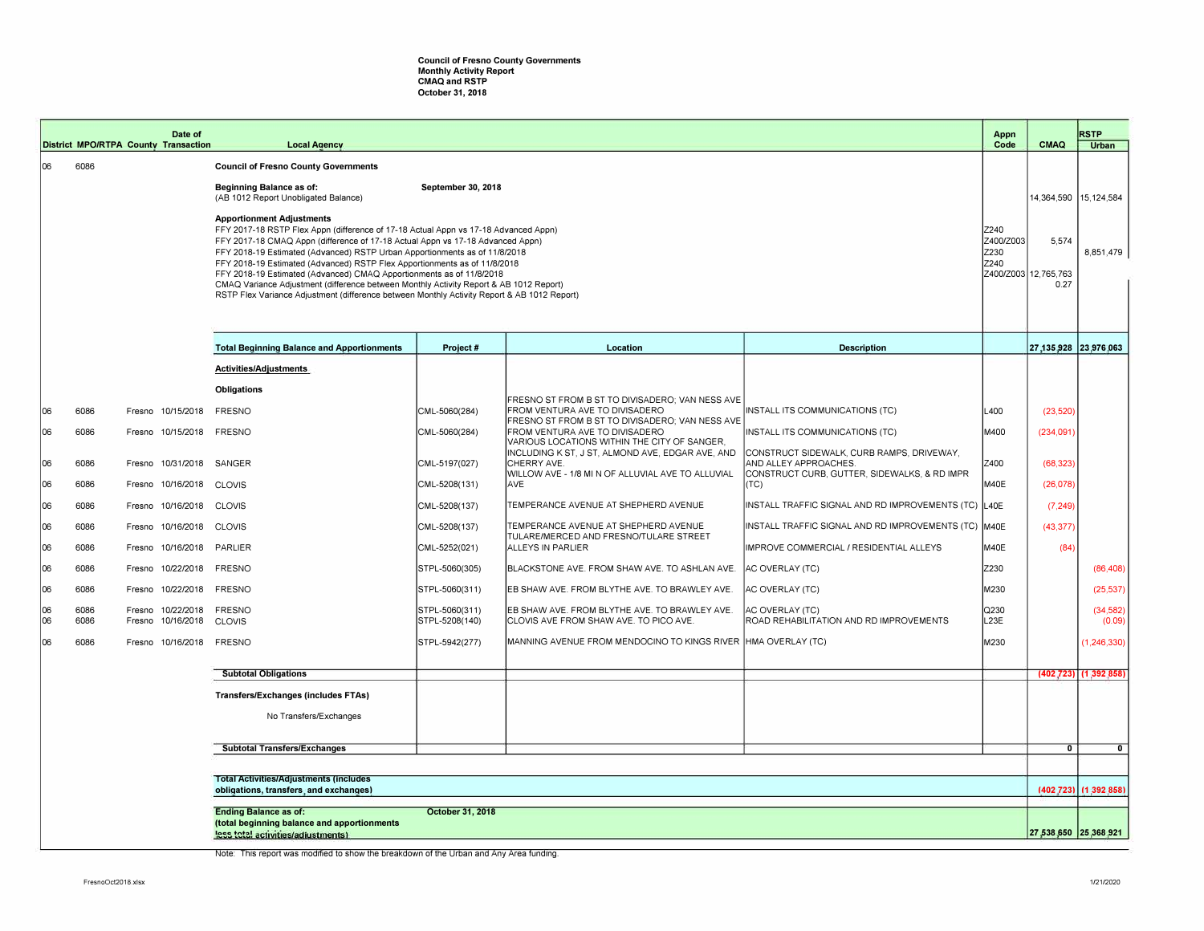**Council of Fresno County Governments**
**Monthly Activity Report**
**CMAQ and RSTP**
**October 31, 2018**

| District | MPO/RTPA | County | Date of Transaction | Local Agency | Project # | Location | Description | Appn Code | CMAQ | RSTP Urban |
|---|---|---|---|---|---|---|---|---|---|---|
| 06 | 6086 | | | **Council of Fresno County Governments** | | | | | | |
| | | | | **Beginning Balance as of:** (AB 1012 Report Unobligated Balance) | **September 30, 2018** | | | | 14,364,590 | 15,124,584 |
| | | | | **Apportionment Adjustments** | | | | | | |
| | | | | FFY 2017-18 RSTP Flex Appn (difference of 17-18 Actual Appn vs 17-18 Advanced Appn) | | | | Z240 | | |
| | | | | FFY 2017-18 CMAQ Appn (difference of 17-18 Actual Appn vs 17-18 Advanced Appn) | | | | Z400/Z003 | 5,574 | |
| | | | | FFY 2018-19 Estimated (Advanced) RSTP Urban Apportionments as of 11/8/2018 | | | | Z230 | | 8,851,479 |
| | | | | FFY 2018-19 Estimated (Advanced) RSTP Flex Apportionments as of 11/8/2018 | | | | Z240 | | |
| | | | | FFY 2018-19 Estimated (Advanced) CMAQ Apportionments as of 11/8/2018 | | | | Z400/Z003 | 12,765,763 | |
| | | | | CMAQ Variance Adjustment (difference between Monthly Activity Report & AB 1012 Report) | | | | | 0.27 | |
| | | | | RSTP Flex Variance Adjustment (difference between Monthly Activity Report & AB 1012 Report) | | | | | | |
| | | | | **Total Beginning Balance and Apportionments** | | | | | **27,135,928** | **23,976,063** |
| | | | | **Activities/Adjustments** | | | | | | |
| | | | | **Obligations** | | | | | | |
| 06 | 6086 | Fresno | 10/15/2018 | FRESNO | CML-5060(284) | FRESNO ST FROM B ST TO DIVISADERO; VAN NESS AVE FROM VENTURA AVE TO DIVISADERO | INSTALL ITS COMMUNICATIONS (TC) | L400 | (23,520) | |
| 06 | 6086 | Fresno | 10/15/2018 | FRESNO | CML-5060(284) | FRESNO ST FROM B ST TO DIVISADERO; VAN NESS AVE FROM VENTURA AVE TO DIVISADERO | INSTALL ITS COMMUNICATIONS (TC) | M400 | (234,091) | |
| 06 | 6086 | Fresno | 10/31/2018 | SANGER | CML-5197(027) | VARIOUS LOCATIONS WITHIN THE CITY OF SANGER, INCLUDING K ST, J ST, ALMOND AVE, EDGAR AVE, AND CHERRY AVE. | CONSTRUCT SIDEWALK, CURB RAMPS, DRIVEWAY, AND ALLEY APPROACHES. | Z400 | (68,323) | |
| 06 | 6086 | Fresno | 10/16/2018 | CLOVIS | CML-5208(131) | WILLOW AVE - 1/8 MI N OF ALLUVIAL AVE TO ALLUVIAL AVE | CONSTRUCT CURB, GUTTER, SIDEWALKS, & RD IMPR (TC) | M40E | (26,078) | |
| 06 | 6086 | Fresno | 10/16/2018 | CLOVIS | CML-5208(137) | TEMPERANCE AVENUE AT SHEPHERD AVENUE | INSTALL TRAFFIC SIGNAL AND RD IMPROVEMENTS (TC) | L40E | (7,249) | |
| 06 | 6086 | Fresno | 10/16/2018 | CLOVIS | CML-5208(137) | TEMPERANCE AVENUE AT SHEPHERD AVENUE | INSTALL TRAFFIC SIGNAL AND RD IMPROVEMENTS (TC) | M40E | (43,377) | |
| 06 | 6086 | Fresno | 10/16/2018 | PARLIER | CML-5252(021) | TULARE/MERCED AND FRESNO/TULARE STREET ALLEYS IN PARLIER | IMPROVE COMMERCIAL / RESIDENTIAL ALLEYS | M40E | (84) | |
| 06 | 6086 | Fresno | 10/22/2018 | FRESNO | STPL-5060(305) | BLACKSTONE AVE. FROM SHAW AVE. TO ASHLAN AVE. | AC OVERLAY (TC) | Z230 | | (86,408) |
| 06 | 6086 | Fresno | 10/22/2018 | FRESNO | STPL-5060(311) | EB SHAW AVE. FROM BLYTHE AVE. TO BRAWLEY AVE. | AC OVERLAY (TC) | M230 | | (25,537) |
| 06 | 6086 | Fresno | 10/22/2018 | FRESNO | STPL-5060(311) | EB SHAW AVE. FROM BLYTHE AVE. TO BRAWLEY AVE. | AC OVERLAY (TC) | Q230 | | (34,582) |
| 06 | 6086 | Fresno | 10/16/2018 | CLOVIS | STPL-5208(140) | CLOVIS AVE FROM SHAW AVE. TO PICO AVE. | ROAD REHABILITATION AND RD IMPROVEMENTS | L23E | | (0.09) |
| 06 | 6086 | Fresno | 10/16/2018 | FRESNO | STPL-5942(277) | MANNING AVENUE FROM MENDOCINO TO KINGS RIVER | HMA OVERLAY (TC) | M230 | | (1,246,330) |
| | | | | **Subtotal Obligations** | | | | | **(402,723)** | **(1,392,858)** |
| | | | | **Transfers/Exchanges (includes FTAs)** | | | | | | |
| | | | | No Transfers/Exchanges | | | | | | |
| | | | | **Subtotal Transfers/Exchanges** | | | | | **0** | **0** |
| | | | | **Total Activities/Adjustments (includes obligations, transfers, and exchanges)** | | | | | **(402,723)** | **(1,392,858)** |
| | | | | **Ending Balance as of:** (total beginning balance and apportionments less total activities/adjustments) | **October 31, 2018** | | | | **27,538,650** | **25,368,921** |

Note: This report was modified to show the breakdown of the Urban and Any Area funding.

FresnoOct2018.xlsx 1/21/2020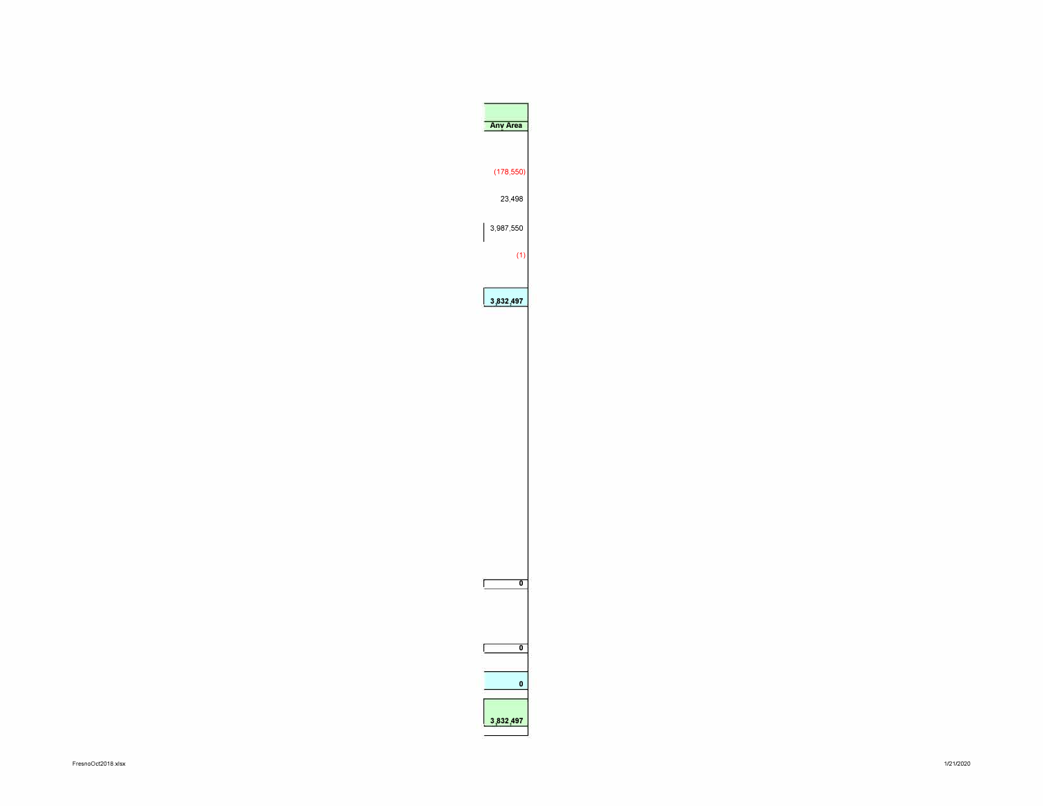| Any Area |
|---|
| (178,550) |
| 23,498 |
| 3,987,550 |
| (1) |
| **3,832,497** |
| **0** |
| **0** |
| **0** |
| **3,832,497** |